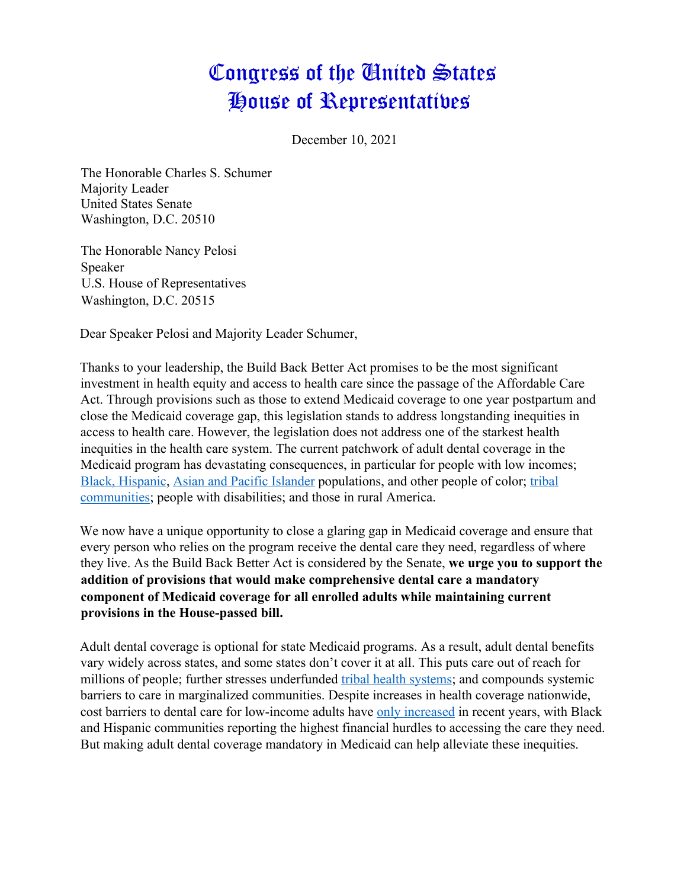# Congress of the United States
# House of Representatives

December 10, 2021

The Honorable Charles S. Schumer  
Majority Leader  
United States Senate  
Washington, D.C. 20510

The Honorable Nancy Pelosi  
Speaker  
U.S. House of Representatives  
Washington, D.C. 20515

Dear Speaker Pelosi and Majority Leader Schumer,

Thanks to your leadership, the Build Back Better Act promises to be the most significant investment in health equity and access to health care since the passage of the Affordable Care Act. Through provisions such as those to extend Medicaid coverage to one year postpartum and close the Medicaid coverage gap, this legislation stands to address longstanding inequities in access to health care. However, the legislation does not address one of the starkest health inequities in the health care system. The current patchwork of adult dental coverage in the Medicaid program has devastating consequences, in particular for people with low incomes; Black, Hispanic, Asian and Pacific Islander populations, and other people of color; tribal communities; people with disabilities; and those in rural America.

We now have a unique opportunity to close a glaring gap in Medicaid coverage and ensure that every person who relies on the program receive the dental care they need, regardless of where they live. As the Build Back Better Act is considered by the Senate, **we urge you to support the addition of provisions that would make comprehensive dental care a mandatory component of Medicaid coverage for all enrolled adults while maintaining current provisions in the House-passed bill.**

Adult dental coverage is optional for state Medicaid programs. As a result, adult dental benefits vary widely across states, and some states don't cover it at all. This puts care out of reach for millions of people; further stresses underfunded tribal health systems; and compounds systemic barriers to care in marginalized communities. Despite increases in health coverage nationwide, cost barriers to dental care for low-income adults have only increased in recent years, with Black and Hispanic communities reporting the highest financial hurdles to accessing the care they need. But making adult dental coverage mandatory in Medicaid can help alleviate these inequities.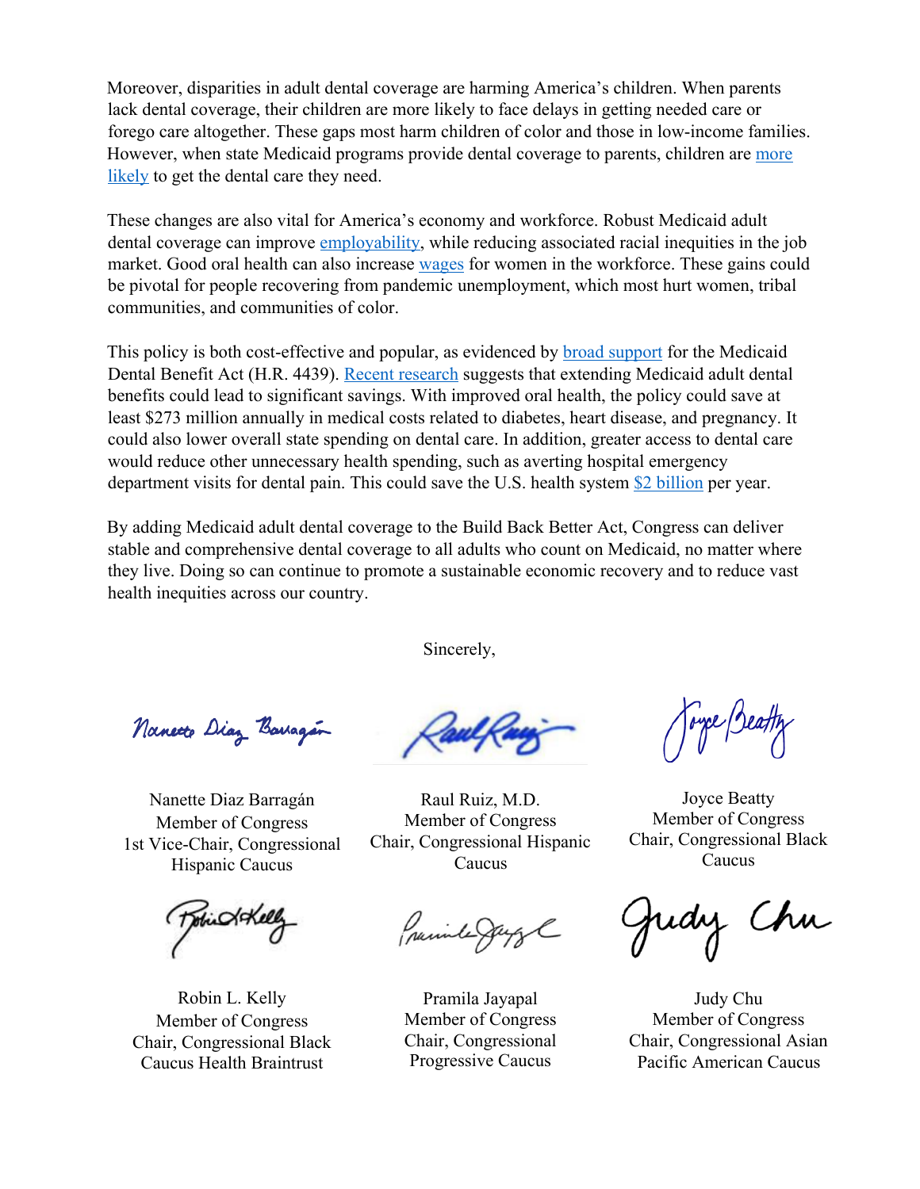Moreover, disparities in adult dental coverage are harming America's children. When parents lack dental coverage, their children are more likely to face delays in getting needed care or forego care altogether. These gaps most harm children of color and those in low-income families. However, when state Medicaid programs provide dental coverage to parents, children are more likely to get the dental care they need.

These changes are also vital for America's economy and workforce. Robust Medicaid adult dental coverage can improve employability, while reducing associated racial inequities in the job market. Good oral health can also increase wages for women in the workforce. These gains could be pivotal for people recovering from pandemic unemployment, which most hurt women, tribal communities, and communities of color.

This policy is both cost-effective and popular, as evidenced by broad support for the Medicaid Dental Benefit Act (H.R. 4439). Recent research suggests that extending Medicaid adult dental benefits could lead to significant savings. With improved oral health, the policy could save at least $273 million annually in medical costs related to diabetes, heart disease, and pregnancy. It could also lower overall state spending on dental care. In addition, greater access to dental care would reduce other unnecessary health spending, such as averting hospital emergency department visits for dental pain. This could save the U.S. health system $2 billion per year.

By adding Medicaid adult dental coverage to the Build Back Better Act, Congress can deliver stable and comprehensive dental coverage to all adults who count on Medicaid, no matter where they live. Doing so can continue to promote a sustainable economic recovery and to reduce vast health inequities across our country.

Sincerely,

Nanette Diaz Barragán
Member of Congress
1st Vice-Chair, Congressional Hispanic Caucus

Raul Ruiz, M.D.
Member of Congress
Chair, Congressional Hispanic Caucus

Joyce Beatty
Member of Congress
Chair, Congressional Black Caucus

Robin L. Kelly
Member of Congress
Chair, Congressional Black Caucus Health Braintrust

Pramila Jayapal
Member of Congress
Chair, Congressional Progressive Caucus

Judy Chu
Member of Congress
Chair, Congressional Asian Pacific American Caucus